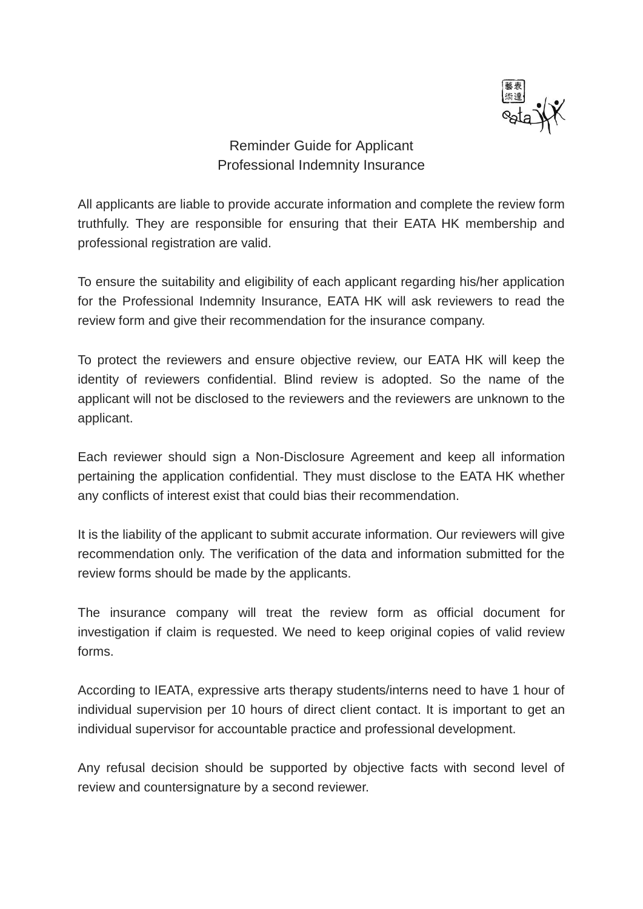# Reminder Guide for Applicant
## Professional Indemnity Insurance

All applicants are liable to provide accurate information and complete the review form truthfully. They are responsible for ensuring that their EATA HK membership and professional registration are valid.

To ensure the suitability and eligibility of each applicant regarding his/her application for the Professional Indemnity Insurance, EATA HK will ask reviewers to read the review form and give their recommendation for the insurance company.

To protect the reviewers and ensure objective review, our EATA HK will keep the identity of reviewers confidential. Blind review is adopted. So the name of the applicant will not be disclosed to the reviewers and the reviewers are unknown to the applicant.

Each reviewer should sign a Non-Disclosure Agreement and keep all information pertaining the application confidential. They must disclose to the EATA HK whether any conflicts of interest exist that could bias their recommendation.

It is the liability of the applicant to submit accurate information. Our reviewers will give recommendation only. The verification of the data and information submitted for the review forms should be made by the applicants.

The insurance company will treat the review form as official document for investigation if claim is requested. We need to keep original copies of valid review forms.

According to IEATA, expressive arts therapy students/interns need to have 1 hour of individual supervision per 10 hours of direct client contact. It is important to get an individual supervisor for accountable practice and professional development.

Any refusal decision should be supported by objective facts with second level of review and countersignature by a second reviewer.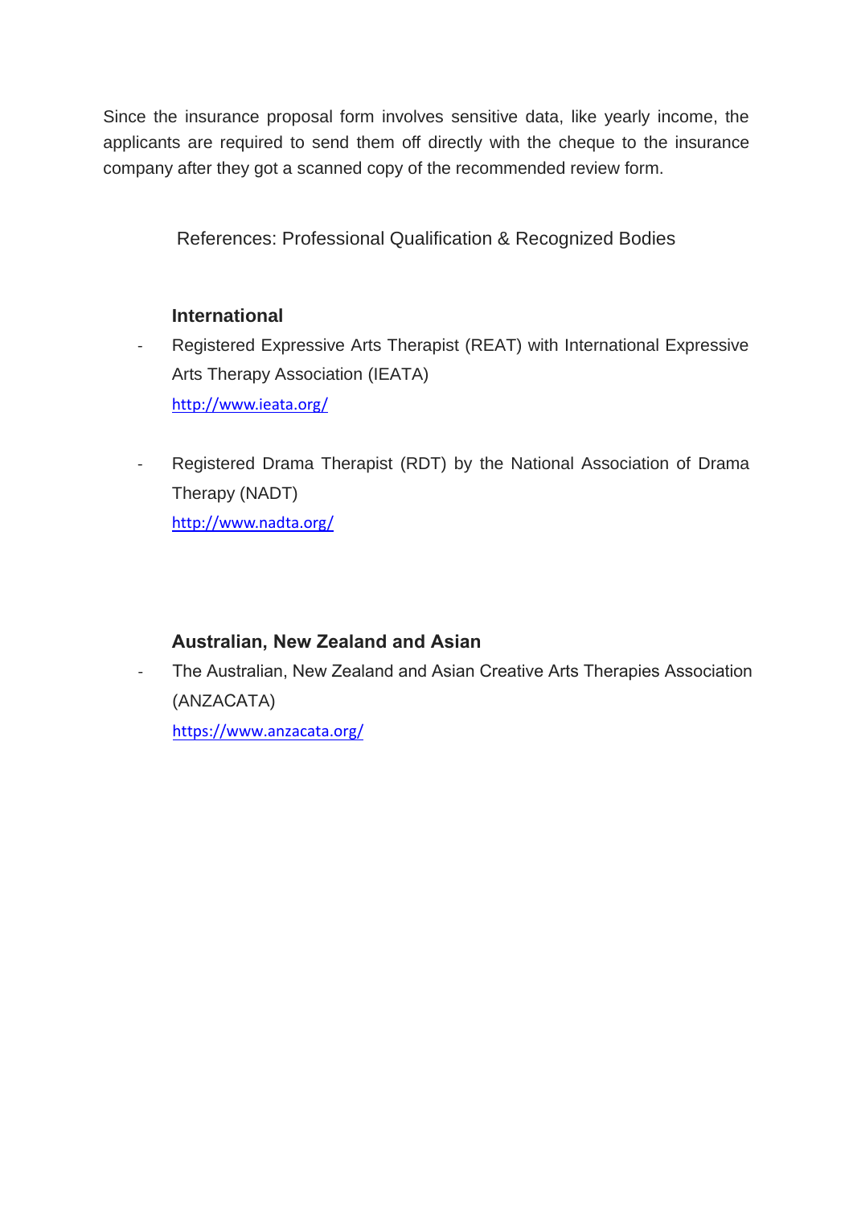Since the insurance proposal form involves sensitive data, like yearly income, the applicants are required to send them off directly with the cheque to the insurance company after they got a scanned copy of the recommended review form.

## References: Professional Qualification & Recognized Bodies

### International

- Registered Expressive Arts Therapist (REAT) with International Expressive Arts Therapy Association (IEATA)
  http://www.ieata.org/

- Registered Drama Therapist (RDT) by the National Association of Drama Therapy (NADT)
  http://www.nadta.org/

### Australian, New Zealand and Asian

- The Australian, New Zealand and Asian Creative Arts Therapies Association (ANZACATA)
  https://www.anzacata.org/